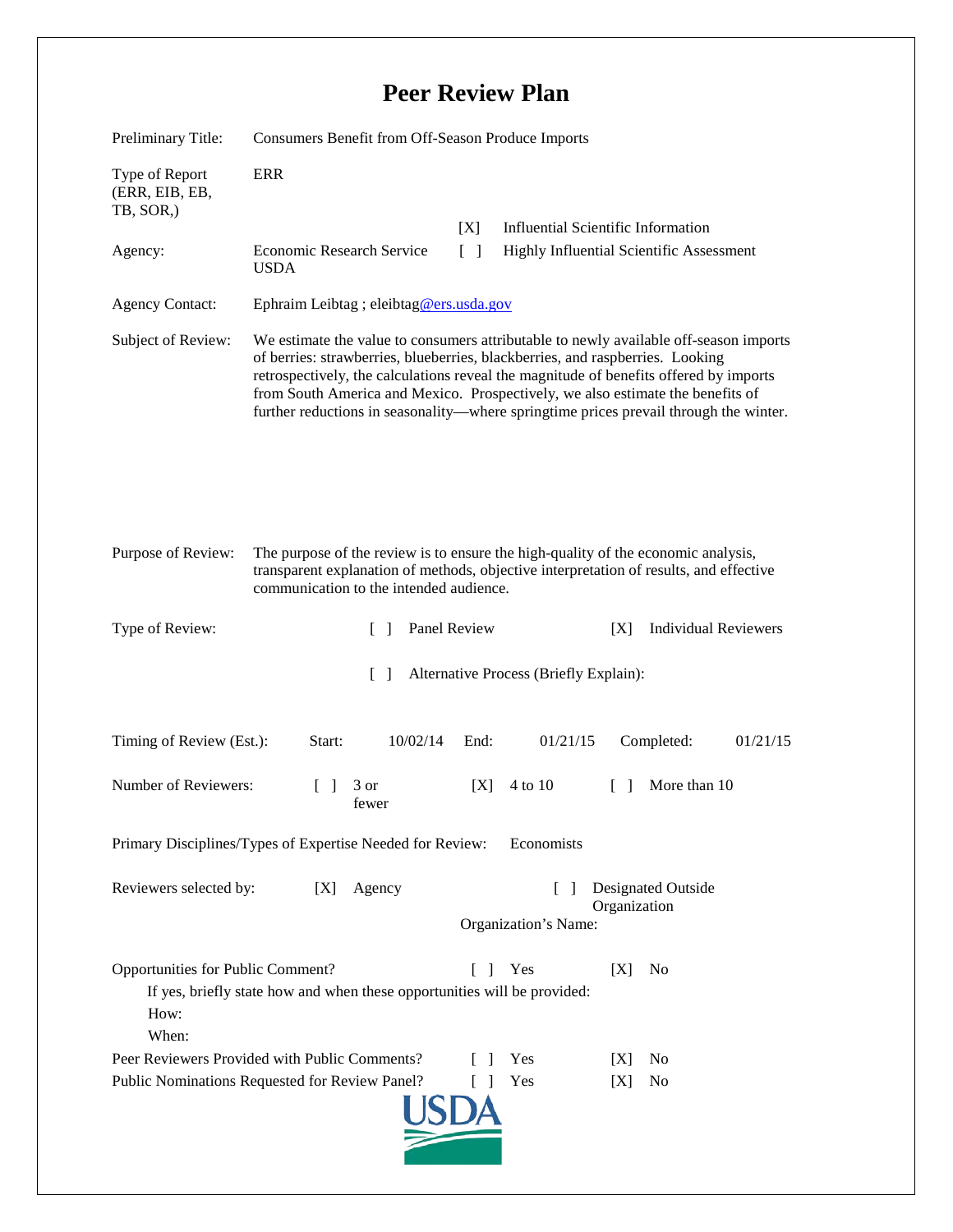# Peer Review Plan

Preliminary Title: Consumers Benefit from Off-Season Produce Imports

Type of Report (ERR, EIB, EB, TB, SOR,): ERR

[X] Influential Scientific Information

[ ] Highly Influential Scientific Assessment

Agency: Economic Research Service USDA

Agency Contact: Ephraim Leibtag ; eleibtag@ers.usda.gov

Subject of Review: We estimate the value to consumers attributable to newly available off-season imports of berries: strawberries, blueberries, blackberries, and raspberries. Looking retrospectively, the calculations reveal the magnitude of benefits offered by imports from South America and Mexico. Prospectively, we also estimate the benefits of further reductions in seasonality—where springtime prices prevail through the winter.

Purpose of Review: The purpose of the review is to ensure the high-quality of the economic analysis, transparent explanation of methods, objective interpretation of results, and effective communication to the intended audience.

Type of Review: [ ] Panel Review [X] Individual Reviewers

[ ] Alternative Process (Briefly Explain):

Timing of Review (Est.): Start: 10/02/14 End: 01/21/15 Completed: 01/21/15

Number of Reviewers: [ ] 3 or fewer [X] 4 to 10 [ ] More than 10

Primary Disciplines/Types of Expertise Needed for Review: Economists

Reviewers selected by: [X] Agency [ ] Designated Outside Organization

Organization's Name:

Opportunities for Public Comment? [ ] Yes [X] No

If yes, briefly state how and when these opportunities will be provided:

How:

When:

Peer Reviewers Provided with Public Comments? [ ] Yes [X] No

Public Nominations Requested for Review Panel? [ ] Yes [X] No